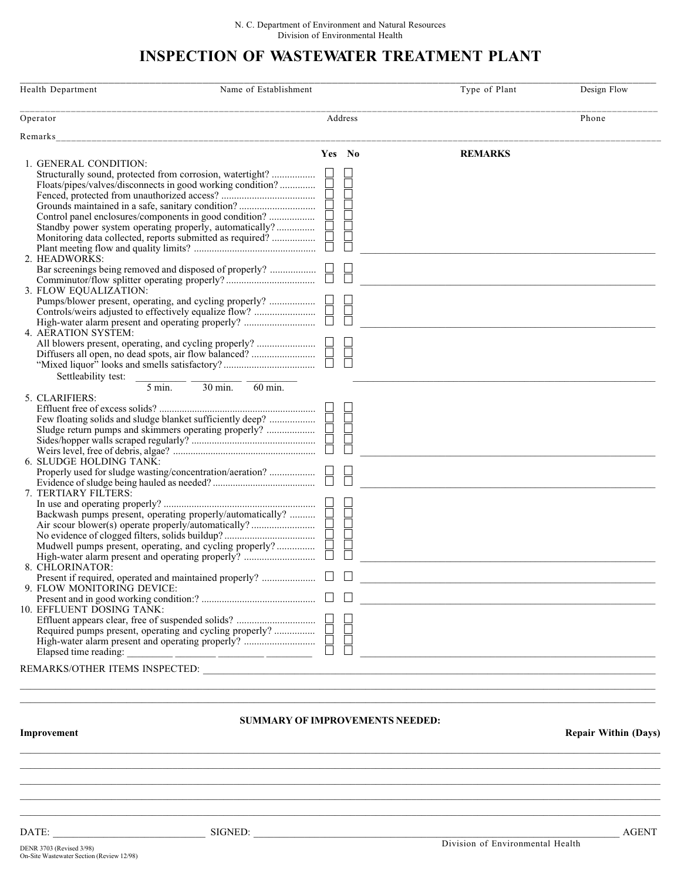N. C. Department of Environment and Natural Resources
Division of Environmental Health

# INSPECTION OF WASTEWATER TREATMENT PLANT

| Health Department | Name of Establishment | Type of Plant | Design Flow |
|---|---|---|---|
| | | | |

| Operator | Address | Phone |
|---|---|---|
| | | |

Remarks\_\_\_\_\_\_\_\_\_\_\_\_\_\_\_\_\_\_\_\_\_\_\_\_\_\_\_\_\_\_\_\_\_\_\_\_\_\_\_\_

| | Yes | No | REMARKS |
|---|---|---|---|
| **1. GENERAL CONDITION:** | | | |
| Structurally sound, protected from corrosion, watertight? | ☐ | ☐ | |
| Floats/pipes/valves/disconnects in good working condition? | ☐ | ☐ | |
| Fenced, protected from unauthorized access? | ☐ | ☐ | |
| Grounds maintained in a safe, sanitary condition? | ☐ | ☐ | |
| Control panel enclosures/components in good condition? | ☐ | ☐ | |
| Standby power system operating properly, automatically? | ☐ | ☐ | |
| Monitoring data collected, reports submitted as required? | ☐ | ☐ | |
| Plant meeting flow and quality limits? | ☐ | ☐ | |
| **2. HEADWORKS:** | | | |
| Bar screenings being removed and disposed of properly? | ☐ | ☐ | |
| Comminutor/flow splitter operating properly? | ☐ | ☐ | |
| **3. FLOW EQUALIZATION:** | | | |
| Pumps/blower present, operating, and cycling properly? | ☐ | ☐ | |
| Controls/weirs adjusted to effectively equalize flow? | ☐ | ☐ | |
| High-water alarm present and operating properly? | ☐ | ☐ | |
| **4. AERATION SYSTEM:** | | | |
| All blowers present, operating, and cycling properly? | ☐ | ☐ | |
| Diffusers all open, no dead spots, air flow balanced? | ☐ | ☐ | |
| "Mixed liquor" looks and smells satisfactory? | ☐ | ☐ | |
| Settleability test: \_\_\_\_\_ 5 min. \_\_\_\_\_ 30 min. \_\_\_\_\_ 60 min. | | | |
| **5. CLARIFIERS:** | | | |
| Effluent free of excess solids? | ☐ | ☐ | |
| Few floating solids and sludge blanket sufficiently deep? | ☐ | ☐ | |
| Sludge return pumps and skimmers operating properly? | ☐ | ☐ | |
| Sides/hopper walls scraped regularly? | ☐ | ☐ | |
| Weirs level, free of debris, algae? | ☐ | ☐ | |
| **6. SLUDGE HOLDING TANK:** | | | |
| Properly used for sludge wasting/concentration/aeration? | ☐ | ☐ | |
| Evidence of sludge being hauled as needed? | ☐ | ☐ | |
| **7. TERTIARY FILTERS:** | | | |
| In use and operating properly? | ☐ | ☐ | |
| Backwash pumps present, operating properly/automatically? | ☐ | ☐ | |
| Air scour blower(s) operate properly/automatically? | ☐ | ☐ | |
| No evidence of clogged filters, solids buildup? | ☐ | ☐ | |
| Mudwell pumps present, operating, and cycling properly? | ☐ | ☐ | |
| High-water alarm present and operating properly? | ☐ | ☐ | |
| **8. CHLORINATOR:** | | | |
| Present if required, operated and maintained properly? | ☐ | ☐ | |
| **9. FLOW MONITORING DEVICE:** | | | |
| Present and in good working condition:? | ☐ | ☐ | |
| **10. EFFLUENT DOSING TANK:** | | | |
| Effluent appears clear, free of suspended solids? | ☐ | ☐ | |
| Required pumps present, operating and cycling properly? | ☐ | ☐ | |
| High-water alarm present and operating properly? | ☐ | ☐ | |
| Elapsed time reading: \_\_\_\_\_ \_\_\_\_\_ \_\_\_\_\_ \_\_\_\_\_ | ☐ | ☐ | |

REMARKS/OTHER ITEMS INSPECTED: \_\_\_\_\_\_\_\_\_\_\_\_\_\_\_\_\_\_\_\_\_\_\_\_\_\_\_\_\_\_\_\_\_\_\_\_\_\_\_\_

## SUMMARY OF IMPROVEMENTS NEEDED:

| **Improvement** | **Repair Within (Days)** |
|---|---|
| | |
| | |
| | |
| | |
| | |

DATE: \_\_\_\_\_\_\_\_\_\_\_\_\_\_\_\_\_\_\_\_ SIGNED: \_\_\_\_\_\_\_\_\_\_\_\_\_\_\_\_\_\_\_\_\_\_\_\_\_\_\_\_\_\_ AGENT

Division of Environmental Health

DENR 3703 (Revised 3/98)
On-Site Wastewater Section (Review 12/98)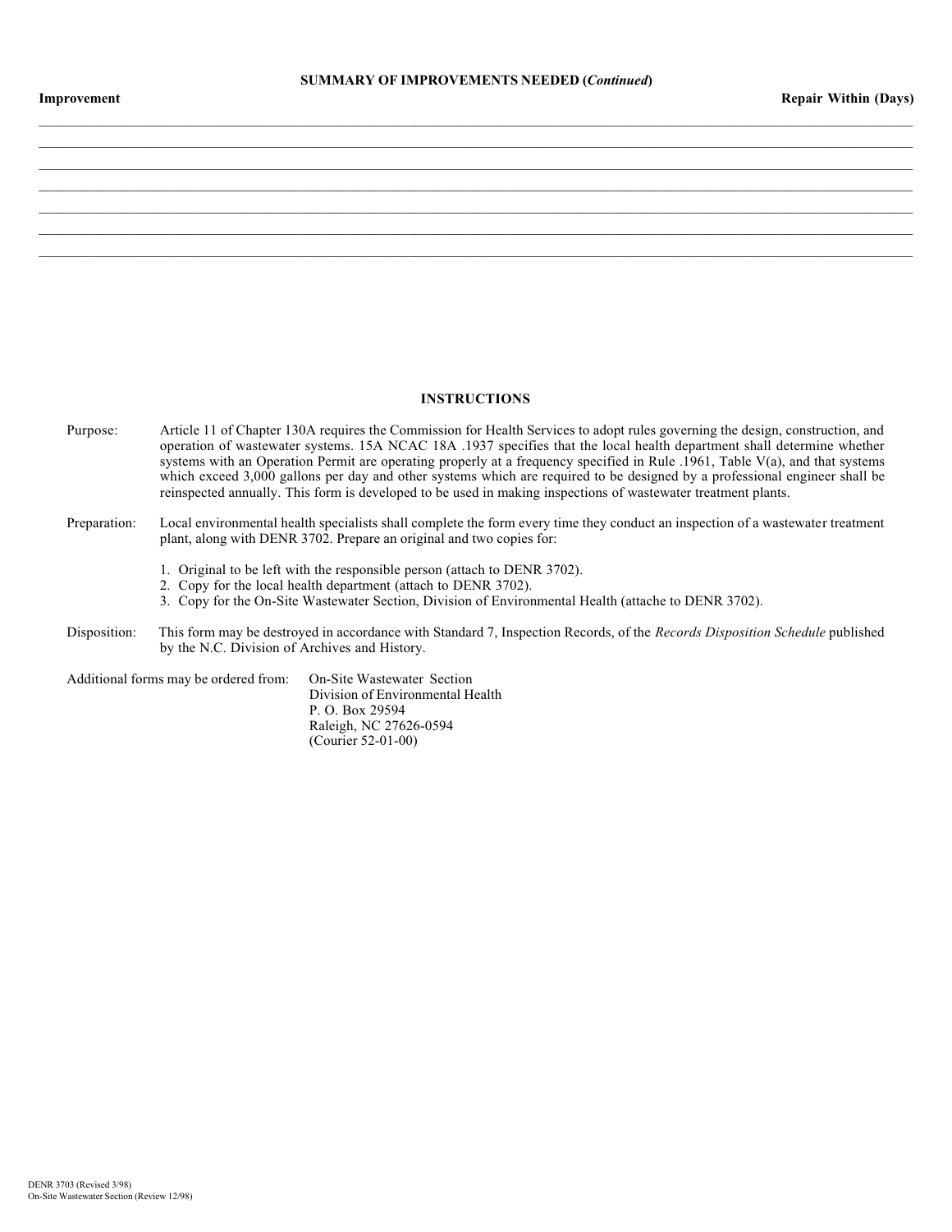## SUMMARY OF IMPROVEMENTS NEEDED (*Continued*)

| Improvement | Repair Within (Days) |
| --- | --- |
| | |
| | |
| | |
| | |
| | |
| | |
| | |

## INSTRUCTIONS

Purpose: Article 11 of Chapter 130A requires the Commission for Health Services to adopt rules governing the design, construction, and operation of wastewater systems. 15A NCAC 18A .1937 specifies that the local health department shall determine whether systems with an Operation Permit are operating properly at a frequency specified in Rule .1961, Table V(a), and that systems which exceed 3,000 gallons per day and other systems which are required to be designed by a professional engineer shall be reinspected annually. This form is developed to be used in making inspections of wastewater treatment plants.

Preparation: Local environmental health specialists shall complete the form every time they conduct an inspection of a wastewater treatment plant, along with DENR 3702. Prepare an original and two copies for:

1. Original to be left with the responsible person (attach to DENR 3702).
2. Copy for the local health department (attach to DENR 3702).
3. Copy for the On-Site Wastewater Section, Division of Environmental Health (attache to DENR 3702).

Disposition: This form may be destroyed in accordance with Standard 7, Inspection Records, of the *Records Disposition Schedule* published by the N.C. Division of Archives and History.

Additional forms may be ordered from:

On-Site Wastewater Section
Division of Environmental Health
P. O. Box 29594
Raleigh, NC 27626-0594
(Courier 52-01-00)

DENR 3703 (Revised 3/98)
On-Site Wastewater Section (Review 12/98)